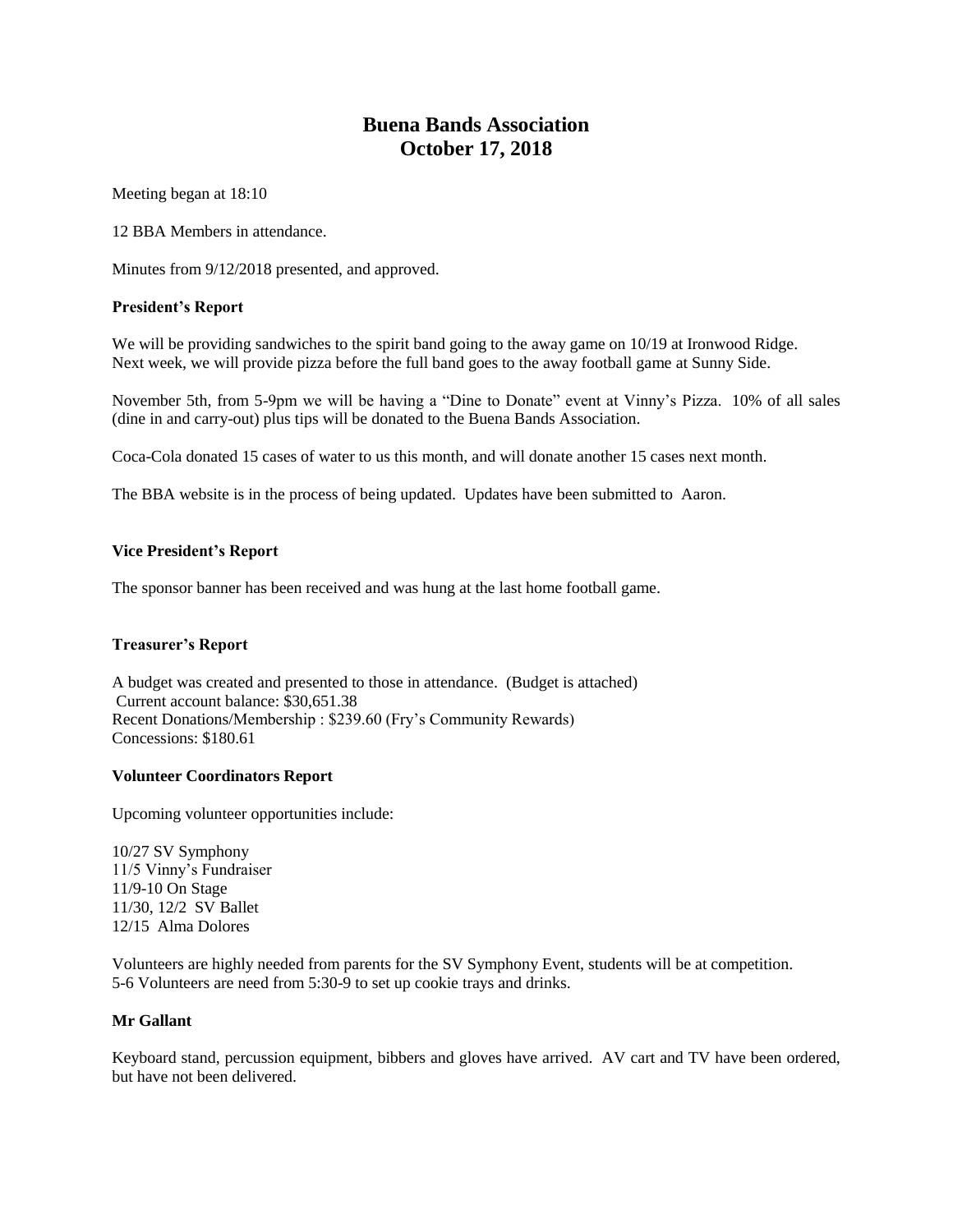# Buena Bands Association
# October 17, 2018

Meeting began at 18:10

12 BBA Members in attendance.

Minutes from 9/12/2018 presented, and approved.

### President's Report

We will be providing sandwiches to the spirit band going to the away game on 10/19 at Ironwood Ridge. Next week, we will provide pizza before the full band goes to the away football game at Sunny Side.

November 5th, from 5-9pm we will be having a "Dine to Donate" event at Vinny's Pizza. 10% of all sales (dine in and carry-out) plus tips will be donated to the Buena Bands Association.

Coca-Cola donated 15 cases of water to us this month, and will donate another 15 cases next month.

The BBA website is in the process of being updated. Updates have been submitted to Aaron.

### Vice President's Report

The sponsor banner has been received and was hung at the last home football game.

### Treasurer's Report

A budget was created and presented to those in attendance. (Budget is attached)
Current account balance: $30,651.38
Recent Donations/Membership : $239.60 (Fry's Community Rewards)
Concessions: $180.61

### Volunteer Coordinators Report

Upcoming volunteer opportunities include:

10/27 SV Symphony
11/5 Vinny's Fundraiser
11/9-10 On Stage
11/30, 12/2 SV Ballet
12/15 Alma Dolores

Volunteers are highly needed from parents for the SV Symphony Event, students will be at competition.
5-6 Volunteers are need from 5:30-9 to set up cookie trays and drinks.

### Mr Gallant

Keyboard stand, percussion equipment, bibbers and gloves have arrived. AV cart and TV have been ordered, but have not been delivered.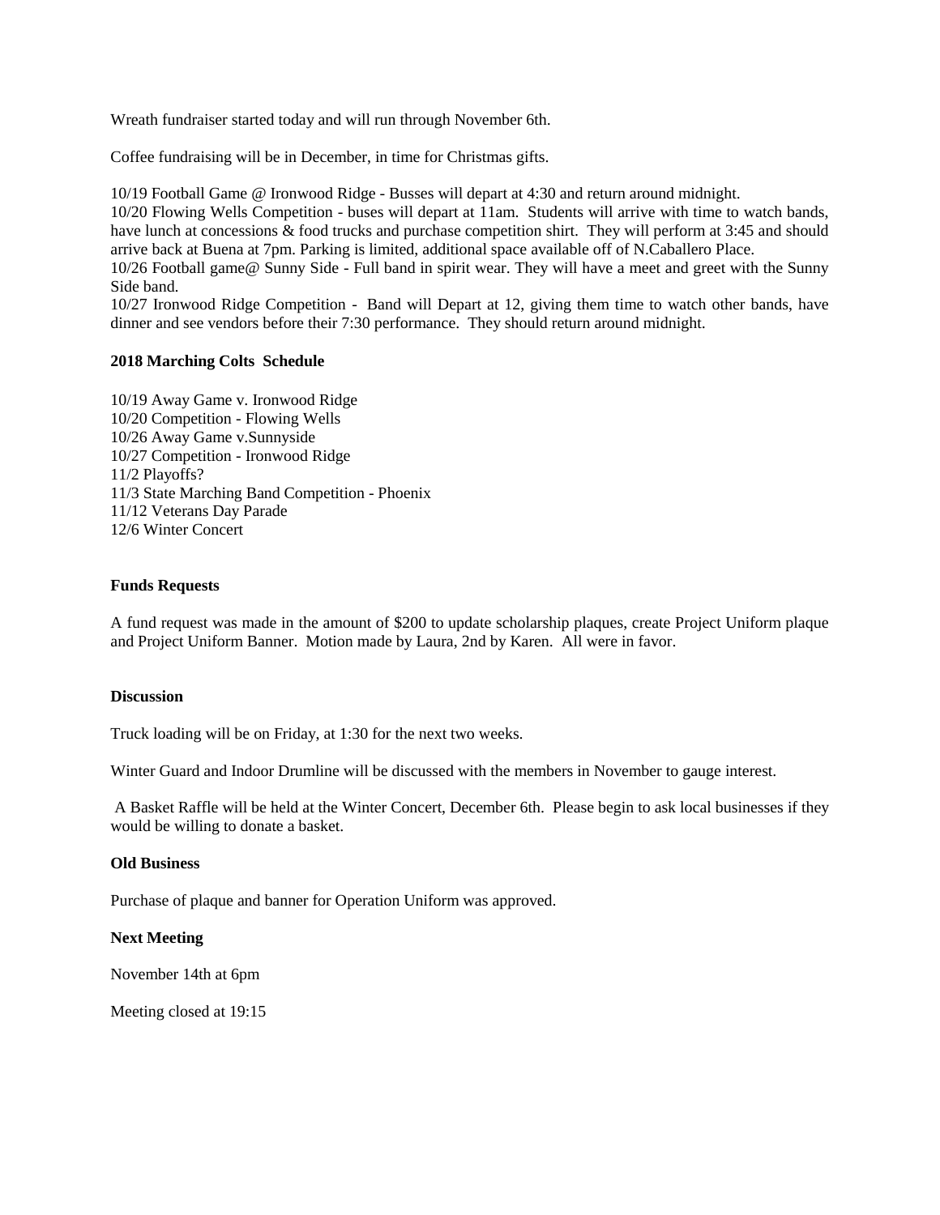Wreath fundraiser started today and will run through November 6th.

Coffee fundraising will be in December, in time for Christmas gifts.

10/19 Football Game @ Ironwood Ridge - Busses will depart at 4:30 and return around midnight.
10/20 Flowing Wells Competition - buses will depart at 11am. Students will arrive with time to watch bands, have lunch at concessions & food trucks and purchase competition shirt. They will perform at 3:45 and should arrive back at Buena at 7pm. Parking is limited, additional space available off of N.Caballero Place.
10/26 Football game@ Sunny Side - Full band in spirit wear. They will have a meet and greet with the Sunny Side band.
10/27 Ironwood Ridge Competition - Band will Depart at 12, giving them time to watch other bands, have dinner and see vendors before their 7:30 performance. They should return around midnight.

**2018 Marching Colts Schedule**

10/19 Away Game v. Ironwood Ridge
10/20 Competition - Flowing Wells
10/26 Away Game v.Sunnyside
10/27 Competition - Ironwood Ridge
11/2 Playoffs?
11/3 State Marching Band Competition - Phoenix
11/12 Veterans Day Parade
12/6 Winter Concert

**Funds Requests**

A fund request was made in the amount of $200 to update scholarship plaques, create Project Uniform plaque and Project Uniform Banner. Motion made by Laura, 2nd by Karen. All were in favor.

**Discussion**

Truck loading will be on Friday, at 1:30 for the next two weeks.

Winter Guard and Indoor Drumline will be discussed with the members in November to gauge interest.

A Basket Raffle will be held at the Winter Concert, December 6th. Please begin to ask local businesses if they would be willing to donate a basket.

**Old Business**

Purchase of plaque and banner for Operation Uniform was approved.

**Next Meeting**

November 14th at 6pm

Meeting closed at 19:15